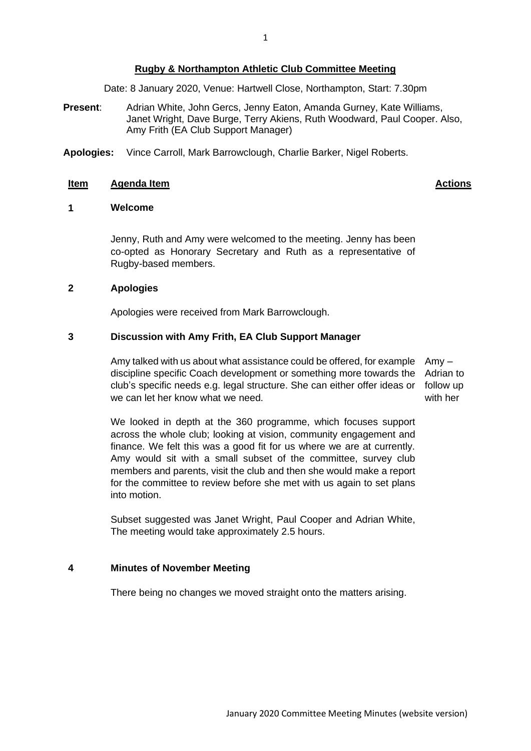# Rugby & Northampton Athletic Club Committee Meeting

Date: 8 January 2020, Venue: Hartwell Close, Northampton, Start: 7.30pm

**Present**: Adrian White, John Gercs, Jenny Eaton, Amanda Gurney, Kate Williams, Janet Wright, Dave Burge, Terry Akiens, Ruth Woodward, Paul Cooper. Also, Amy Frith (EA Club Support Manager)

**Apologies:** Vince Carroll, Mark Barrowclough, Charlie Barker, Nigel Roberts.

| Item | Agenda Item | Actions |
|---|---|---|

## 1 Welcome

Jenny, Ruth and Amy were welcomed to the meeting. Jenny has been co-opted as Honorary Secretary and Ruth as a representative of Rugby-based members.

## 2 Apologies

Apologies were received from Mark Barrowclough.

## 3 Discussion with Amy Frith, EA Club Support Manager

Amy talked with us about what assistance could be offered, for example discipline specific Coach development or something more towards the club's specific needs e.g. legal structure. She can either offer ideas or we can let her know what we need.

**Actions:** Amy – Adrian to follow up with her

We looked in depth at the 360 programme, which focuses support across the whole club; looking at vision, community engagement and finance. We felt this was a good fit for us where we are at currently. Amy would sit with a small subset of the committee, survey club members and parents, visit the club and then she would make a report for the committee to review before she met with us again to set plans into motion.

Subset suggested was Janet Wright, Paul Cooper and Adrian White, The meeting would take approximately 2.5 hours.

## 4 Minutes of November Meeting

There being no changes we moved straight onto the matters arising.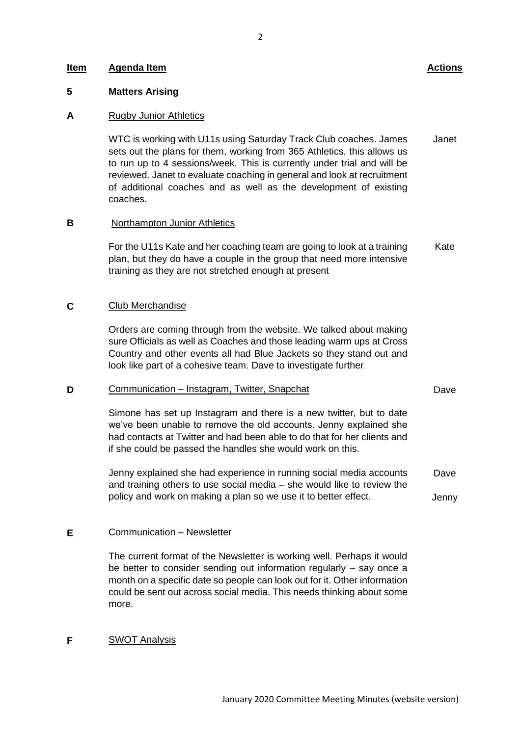| Item | Agenda Item | Actions |
|---|---|---|
| **5** | **Matters Arising** | |
| **A** | Rugby Junior Athletics | |
| | WTC is working with U11s using Saturday Track Club coaches. James sets out the plans for them, working from 365 Athletics, this allows us to run up to 4 sessions/week. This is currently under trial and will be reviewed. Janet to evaluate coaching in general and look at recruitment of additional coaches and as well as the development of existing coaches. | Janet |
| **B** | Northampton Junior Athletics | |
| | For the U11s Kate and her coaching team are going to look at a training plan, but they do have a couple in the group that need more intensive training as they are not stretched enough at present | Kate |
| **C** | Club Merchandise | |
| | Orders are coming through from the website. We talked about making sure Officials as well as Coaches and those leading warm ups at Cross Country and other events all had Blue Jackets so they stand out and look like part of a cohesive team. Dave to investigate further | |
| **D** | Communication – Instagram, Twitter, Snapchat | Dave |
| | Simone has set up Instagram and there is a new twitter, but to date we've been unable to remove the old accounts. Jenny explained she had contacts at Twitter and had been able to do that for her clients and if she could be passed the handles she would work on this. | |
| | Jenny explained she had experience in running social media accounts and training others to use social media – she would like to review the policy and work on making a plan so we use it to better effect. | Dave<br>Jenny |
| **E** | Communication – Newsletter | |
| | The current format of the Newsletter is working well. Perhaps it would be better to consider sending out information regularly – say once a month on a specific date so people can look out for it. Other information could be sent out across social media. This needs thinking about some more. | |
| **F** | SWOT Analysis | |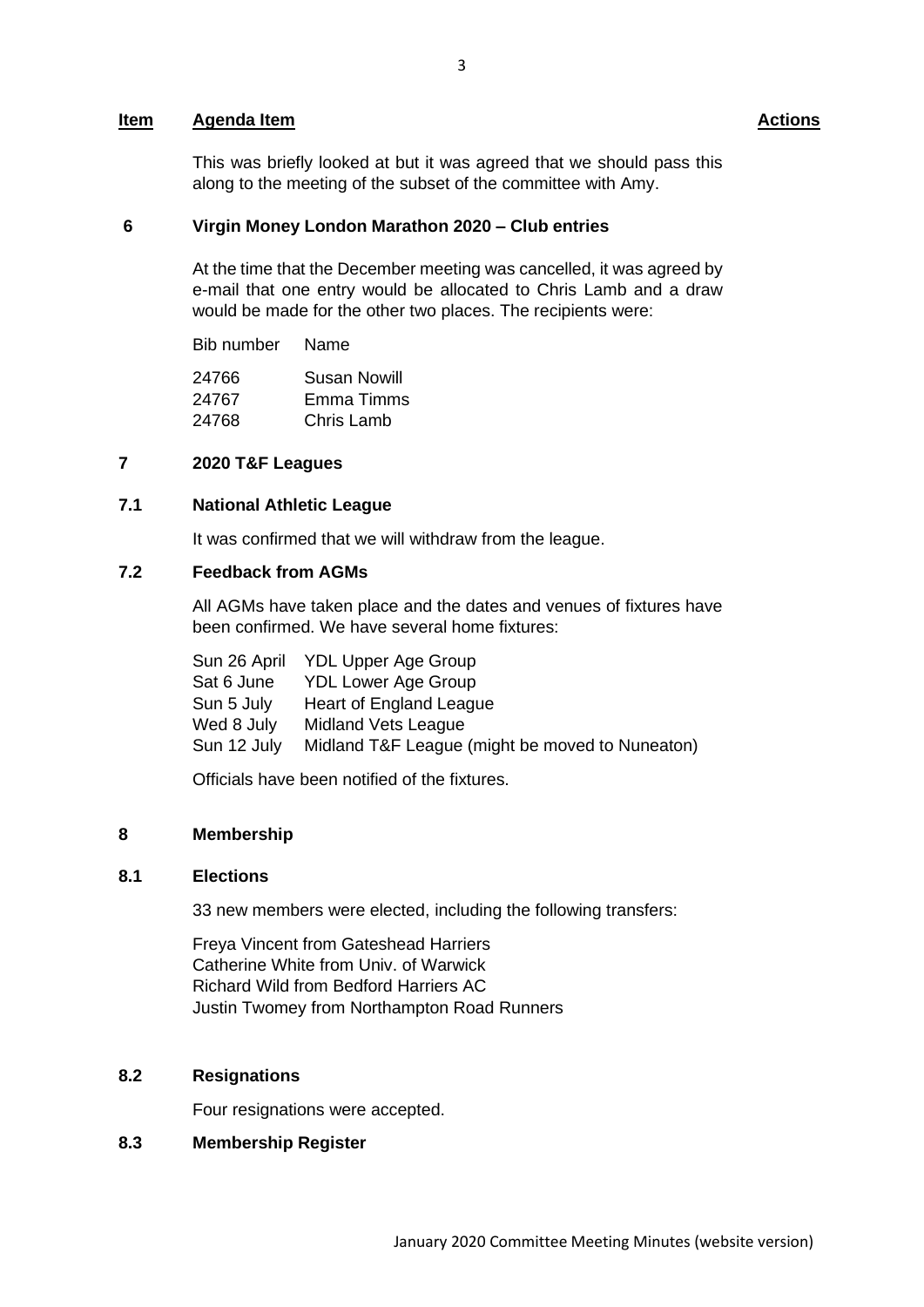| Item | Agenda Item | Actions |
|---|---|---|

This was briefly looked at but it was agreed that we should pass this along to the meeting of the subset of the committee with Amy.

## 6 Virgin Money London Marathon 2020 – Club entries

At the time that the December meeting was cancelled, it was agreed by e-mail that one entry would be allocated to Chris Lamb and a draw would be made for the other two places. The recipients were:

| Bib number | Name |
|---|---|
| 24766 | Susan Nowill |
| 24767 | Emma Timms |
| 24768 | Chris Lamb |

## 7 2020 T&F Leagues

### 7.1 National Athletic League

It was confirmed that we will withdraw from the league.

### 7.2 Feedback from AGMs

All AGMs have taken place and the dates and venues of fixtures have been confirmed. We have several home fixtures:

| | |
|---|---|
| Sun 26 April | YDL Upper Age Group |
| Sat 6 June | YDL Lower Age Group |
| Sun 5 July | Heart of England League |
| Wed 8 July | Midland Vets League |
| Sun 12 July | Midland T&F League (might be moved to Nuneaton) |

Officials have been notified of the fixtures.

## 8 Membership

### 8.1 Elections

33 new members were elected, including the following transfers:

Freya Vincent from Gateshead Harriers
Catherine White from Univ. of Warwick
Richard Wild from Bedford Harriers AC
Justin Twomey from Northampton Road Runners

### 8.2 Resignations

Four resignations were accepted.

### 8.3 Membership Register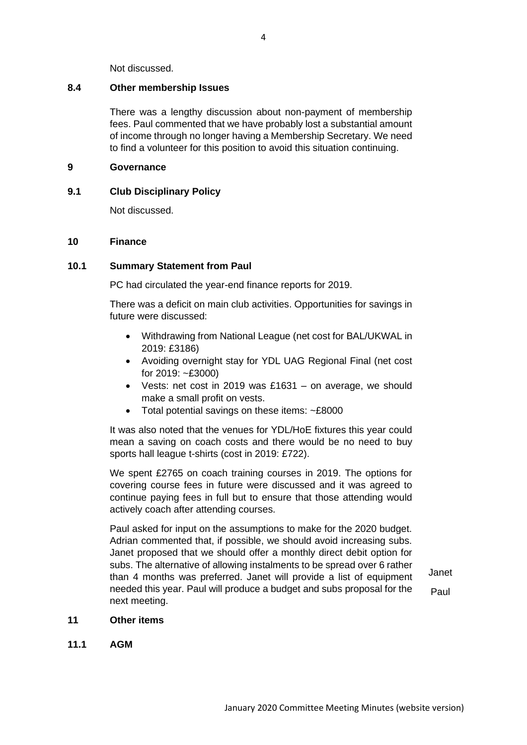Not discussed.

### 8.4 Other membership Issues

There was a lengthy discussion about non-payment of membership fees. Paul commented that we have probably lost a substantial amount of income through no longer having a Membership Secretary. We need to find a volunteer for this position to avoid this situation continuing.

## 9 Governance

### 9.1 Club Disciplinary Policy

Not discussed.

## 10 Finance

### 10.1 Summary Statement from Paul

PC had circulated the year-end finance reports for 2019.

There was a deficit on main club activities. Opportunities for savings in future were discussed:

- Withdrawing from National League (net cost for BAL/UKWAL in 2019: £3186)
- Avoiding overnight stay for YDL UAG Regional Final (net cost for 2019: ~£3000)
- Vests: net cost in 2019 was £1631 – on average, we should make a small profit on vests.
- Total potential savings on these items: ~£8000

It was also noted that the venues for YDL/HoE fixtures this year could mean a saving on coach costs and there would be no need to buy sports hall league t-shirts (cost in 2019: £722).

We spent £2765 on coach training courses in 2019. The options for covering course fees in future were discussed and it was agreed to continue paying fees in full but to ensure that those attending would actively coach after attending courses.

Paul asked for input on the assumptions to make for the 2020 budget. Adrian commented that, if possible, we should avoid increasing subs. Janet proposed that we should offer a monthly direct debit option for subs. The alternative of allowing instalments to be spread over 6 rather than 4 months was preferred. Janet will provide a list of equipment needed this year. Paul will produce a budget and subs proposal for the next meeting.

Janet

Paul

## 11 Other items

### 11.1 AGM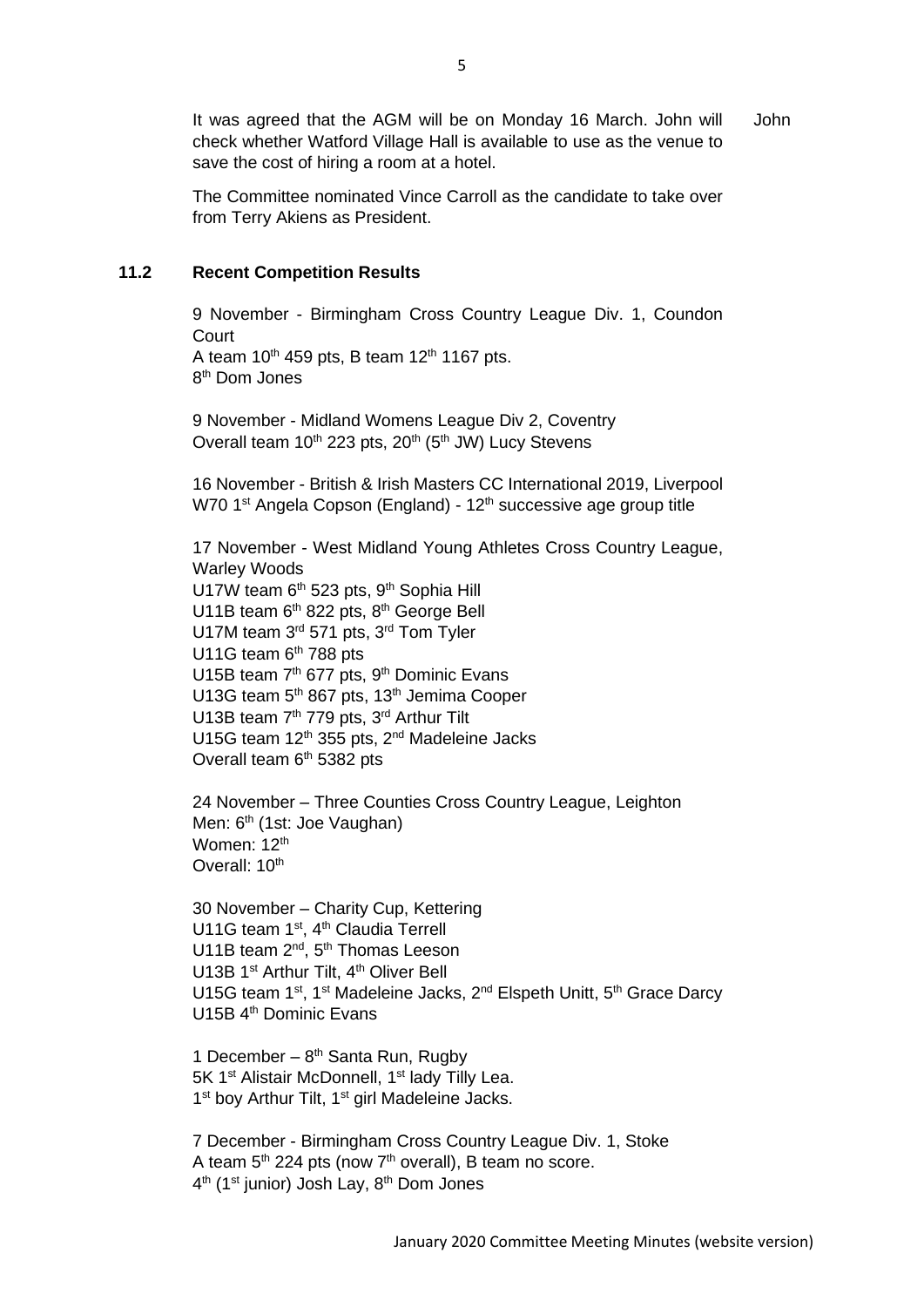It was agreed that the AGM will be on Monday 16 March. John will check whether Watford Village Hall is available to use as the venue to save the cost of hiring a room at a hotel. **John**

The Committee nominated Vince Carroll as the candidate to take over from Terry Akiens as President.

### 11.2 Recent Competition Results

9 November - Birmingham Cross Country League Div. 1, Coundon Court
A team 10th 459 pts, B team 12th 1167 pts.
8th Dom Jones

9 November - Midland Womens League Div 2, Coventry
Overall team 10th 223 pts, 20th (5th JW) Lucy Stevens

16 November - British & Irish Masters CC International 2019, Liverpool
W70 1st Angela Copson (England) - 12th successive age group title

17 November - West Midland Young Athletes Cross Country League, Warley Woods
U17W team 6th 523 pts, 9th Sophia Hill
U11B team 6th 822 pts, 8th George Bell
U17M team 3rd 571 pts, 3rd Tom Tyler
U11G team 6th 788 pts
U15B team 7th 677 pts, 9th Dominic Evans
U13G team 5th 867 pts, 13th Jemima Cooper
U13B team 7th 779 pts, 3rd Arthur Tilt
U15G team 12th 355 pts, 2nd Madeleine Jacks
Overall team 6th 5382 pts

24 November – Three Counties Cross Country League, Leighton
Men: 6th (1st: Joe Vaughan)
Women: 12th
Overall: 10th

30 November – Charity Cup, Kettering
U11G team 1st, 4th Claudia Terrell
U11B team 2nd, 5th Thomas Leeson
U13B 1st Arthur Tilt, 4th Oliver Bell
U15G team 1st, 1st Madeleine Jacks, 2nd Elspeth Unitt, 5th Grace Darcy
U15B 4th Dominic Evans

1 December – 8th Santa Run, Rugby
5K 1st Alistair McDonnell, 1st lady Tilly Lea.
1st boy Arthur Tilt, 1st girl Madeleine Jacks.

7 December - Birmingham Cross Country League Div. 1, Stoke
A team 5th 224 pts (now 7th overall), B team no score.
4th (1st junior) Josh Lay, 8th Dom Jones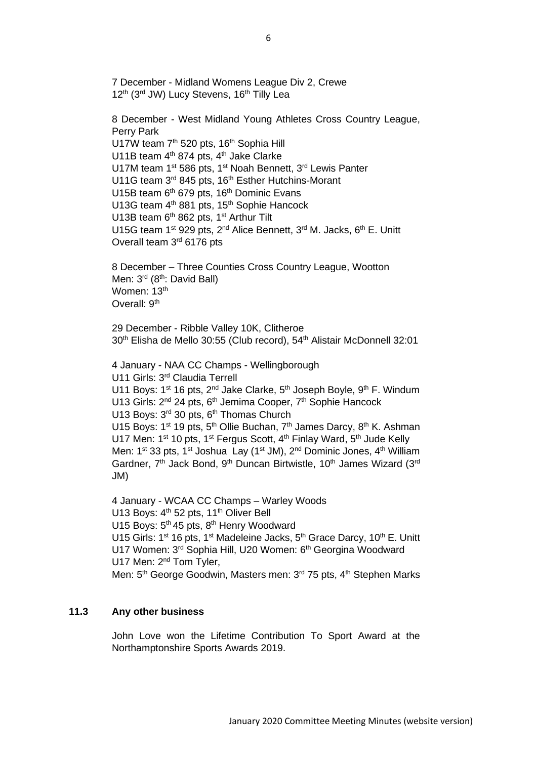7 December - Midland Womens League Div 2, Crewe
12th (3rd JW) Lucy Stevens, 16th Tilly Lea

8 December - West Midland Young Athletes Cross Country League, Perry Park
U17W team 7th 520 pts, 16th Sophia Hill
U11B team 4th 874 pts, 4th Jake Clarke
U17M team 1st 586 pts, 1st Noah Bennett, 3rd Lewis Panter
U11G team 3rd 845 pts, 16th Esther Hutchins-Morant
U15B team 6th 679 pts, 16th Dominic Evans
U13G team 4th 881 pts, 15th Sophie Hancock
U13B team 6th 862 pts, 1st Arthur Tilt
U15G team 1st 929 pts, 2nd Alice Bennett, 3rd M. Jacks, 6th E. Unitt
Overall team 3rd 6176 pts

8 December – Three Counties Cross Country League, Wootton
Men: 3rd (8th: David Ball)
Women: 13th
Overall: 9th

29 December - Ribble Valley 10K, Clitheroe
30th Elisha de Mello 30:55 (Club record), 54th Alistair McDonnell 32:01

4 January - NAA CC Champs - Wellingborough
U11 Girls: 3rd Claudia Terrell
U11 Boys: 1st 16 pts, 2nd Jake Clarke, 5th Joseph Boyle, 9th F. Windum
U13 Girls: 2nd 24 pts, 6th Jemima Cooper, 7th Sophie Hancock
U13 Boys: 3rd 30 pts, 6th Thomas Church
U15 Boys: 1st 19 pts, 5th Ollie Buchan, 7th James Darcy, 8th K. Ashman
U17 Men: 1st 10 pts, 1st Fergus Scott, 4th Finlay Ward, 5th Jude Kelly
Men: 1st 33 pts, 1st Joshua Lay (1st JM), 2nd Dominic Jones, 4th William Gardner, 7th Jack Bond, 9th Duncan Birtwistle, 10th James Wizard (3rd JM)

4 January - WCAA CC Champs – Warley Woods
U13 Boys: 4th 52 pts, 11th Oliver Bell
U15 Boys: 5th 45 pts, 8th Henry Woodward
U15 Girls: 1st 16 pts, 1st Madeleine Jacks, 5th Grace Darcy, 10th E. Unitt
U17 Women: 3rd Sophia Hill, U20 Women: 6th Georgina Woodward
U17 Men: 2nd Tom Tyler,
Men: 5th George Goodwin, Masters men: 3rd 75 pts, 4th Stephen Marks

### 11.3 Any other business

John Love won the Lifetime Contribution To Sport Award at the Northamptonshire Sports Awards 2019.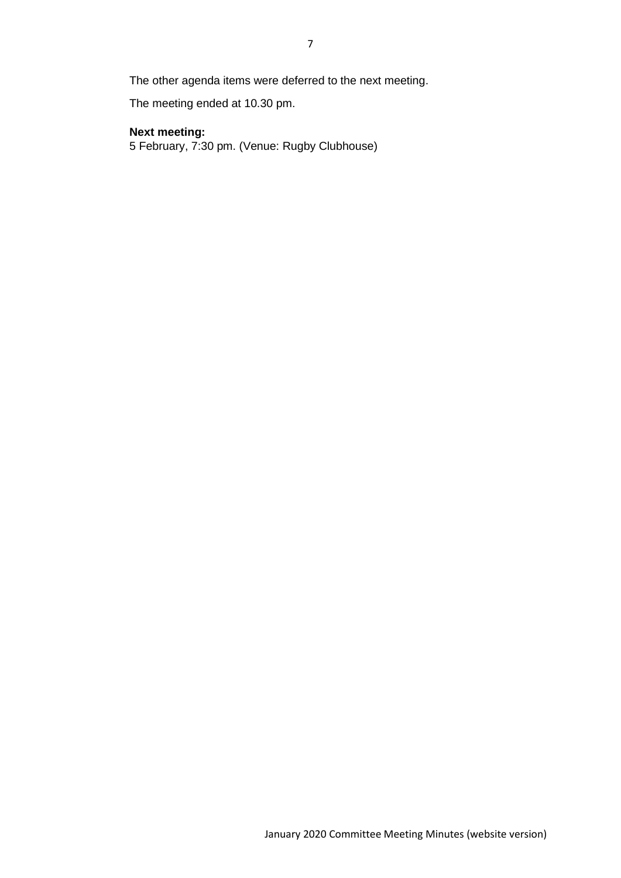The other agenda items were deferred to the next meeting.

The meeting ended at 10.30 pm.

**Next meeting:**
5 February, 7:30 pm. (Venue: Rugby Clubhouse)